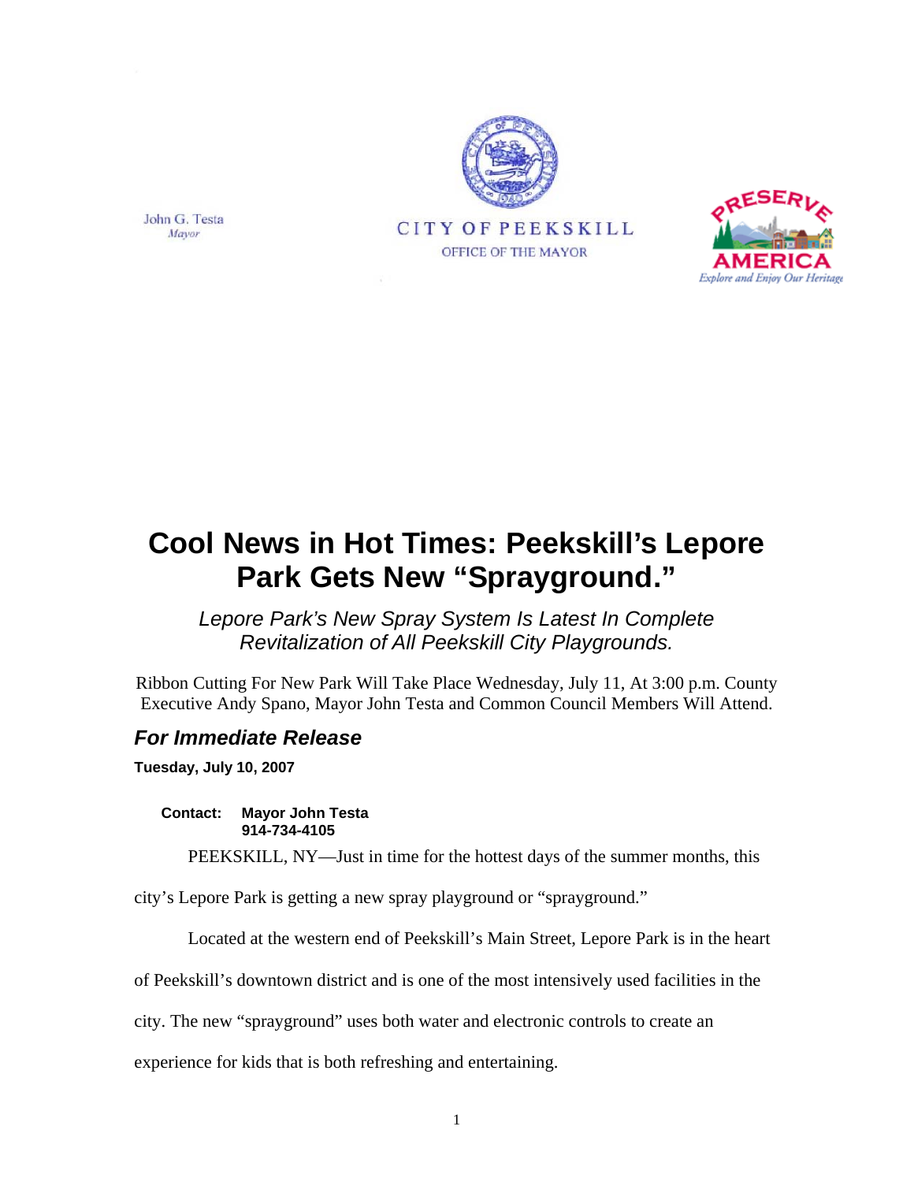John G. Testa
*Mayor*

CITY OF PEEKSKILL
OFFICE OF THE MAYOR

PRESERVE AMERICA
*Explore and Enjoy Our Heritage*

# Cool News in Hot Times: Peekskill's Lepore Park Gets New "Sprayground."

*Lepore Park's New Spray System Is Latest In Complete Revitalization of All Peekskill City Playgrounds.*

Ribbon Cutting For New Park Will Take Place Wednesday, July 11, At 3:00 p.m. County Executive Andy Spano, Mayor John Testa and Common Council Members Will Attend.

## *For Immediate Release*

**Tuesday, July 10, 2007**

**Contact: Mayor John Testa**
**914-734-4105**

PEEKSKILL, NY—Just in time for the hottest days of the summer months, this city's Lepore Park is getting a new spray playground or "sprayground."

Located at the western end of Peekskill's Main Street, Lepore Park is in the heart of Peekskill's downtown district and is one of the most intensively used facilities in the city. The new "sprayground" uses both water and electronic controls to create an experience for kids that is both refreshing and entertaining.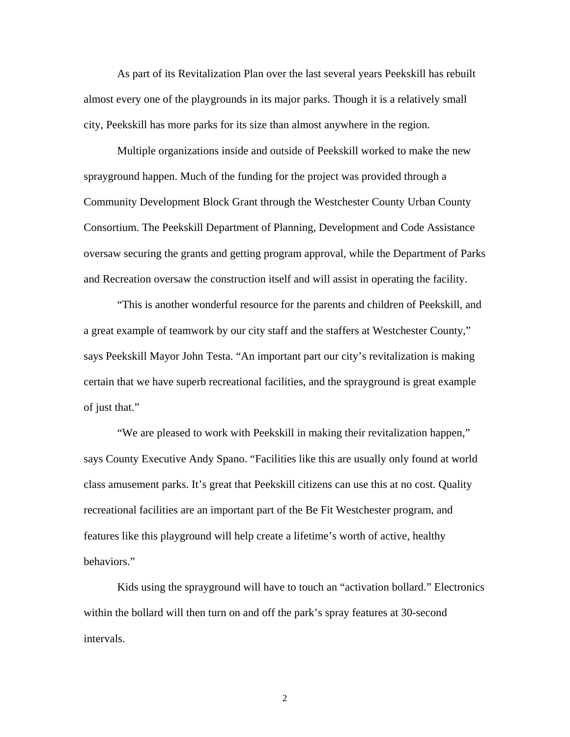As part of its Revitalization Plan over the last several years Peekskill has rebuilt almost every one of the playgrounds in its major parks. Though it is a relatively small city, Peekskill has more parks for its size than almost anywhere in the region.

Multiple organizations inside and outside of Peekskill worked to make the new sprayground happen. Much of the funding for the project was provided through a Community Development Block Grant through the Westchester County Urban County Consortium. The Peekskill Department of Planning, Development and Code Assistance oversaw securing the grants and getting program approval, while the Department of Parks and Recreation oversaw the construction itself and will assist in operating the facility.

"This is another wonderful resource for the parents and children of Peekskill, and a great example of teamwork by our city staff and the staffers at Westchester County," says Peekskill Mayor John Testa. "An important part our city's revitalization is making certain that we have superb recreational facilities, and the sprayground is great example of just that."

"We are pleased to work with Peekskill in making their revitalization happen," says County Executive Andy Spano. "Facilities like this are usually only found at world class amusement parks. It's great that Peekskill citizens can use this at no cost. Quality recreational facilities are an important part of the Be Fit Westchester program, and features like this playground will help create a lifetime's worth of active, healthy behaviors."

Kids using the sprayground will have to touch an "activation bollard." Electronics within the bollard will then turn on and off the park's spray features at 30-second intervals.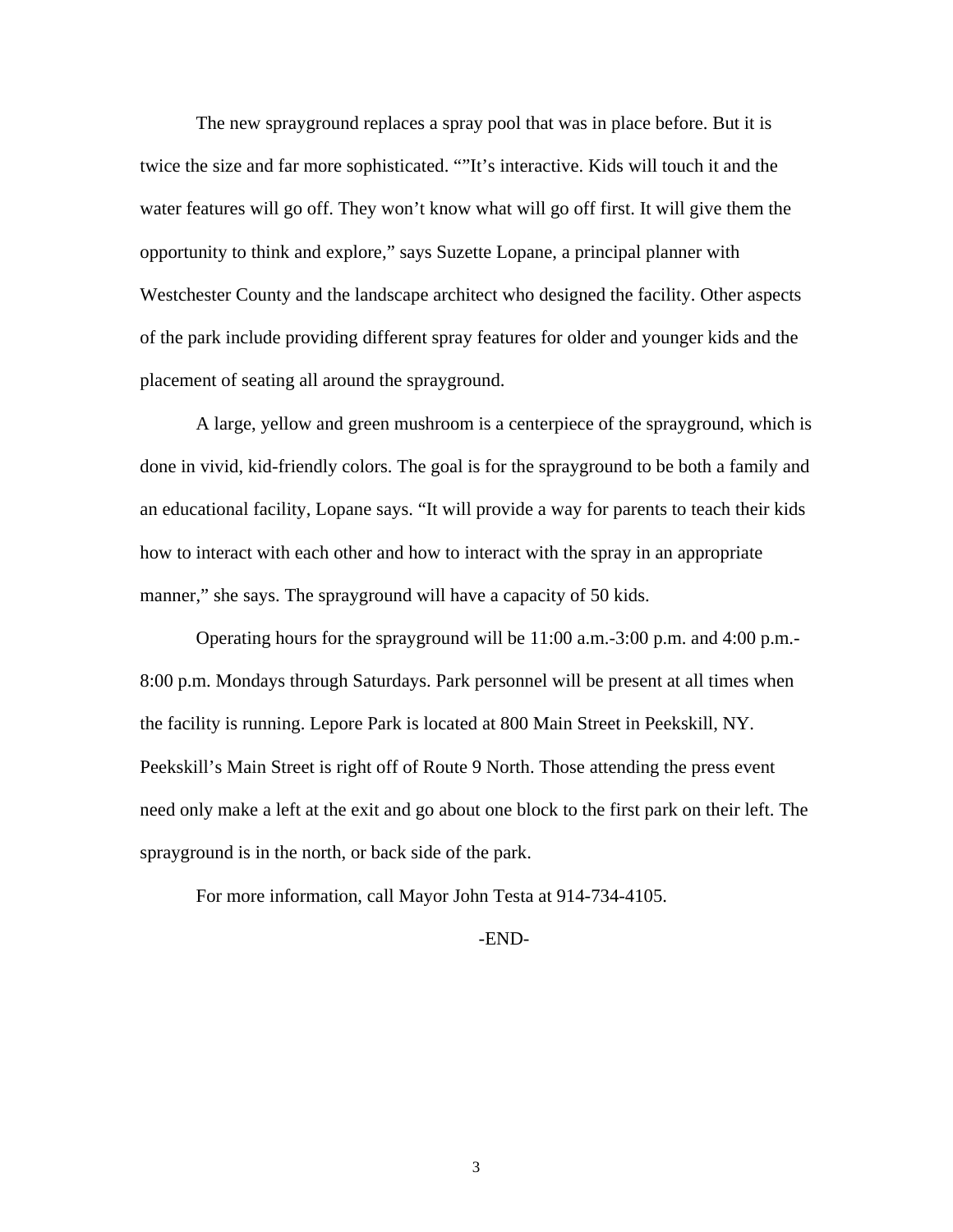The new sprayground replaces a spray pool that was in place before. But it is twice the size and far more sophisticated. “”It’s interactive. Kids will touch it and the water features will go off. They won’t know what will go off first. It will give them the opportunity to think and explore,” says Suzette Lopane, a principal planner with Westchester County and the landscape architect who designed the facility. Other aspects of the park include providing different spray features for older and younger kids and the placement of seating all around the sprayground.

A large, yellow and green mushroom is a centerpiece of the sprayground, which is done in vivid, kid-friendly colors. The goal is for the sprayground to be both a family and an educational facility, Lopane says. “It will provide a way for parents to teach their kids how to interact with each other and how to interact with the spray in an appropriate manner,” she says. The sprayground will have a capacity of 50 kids.

Operating hours for the sprayground will be 11:00 a.m.-3:00 p.m. and 4:00 p.m.-8:00 p.m. Mondays through Saturdays. Park personnel will be present at all times when the facility is running. Lepore Park is located at 800 Main Street in Peekskill, NY. Peekskill’s Main Street is right off of Route 9 North. Those attending the press event need only make a left at the exit and go about one block to the first park on their left. The sprayground is in the north, or back side of the park.

For more information, call Mayor John Testa at 914-734-4105.

-END-